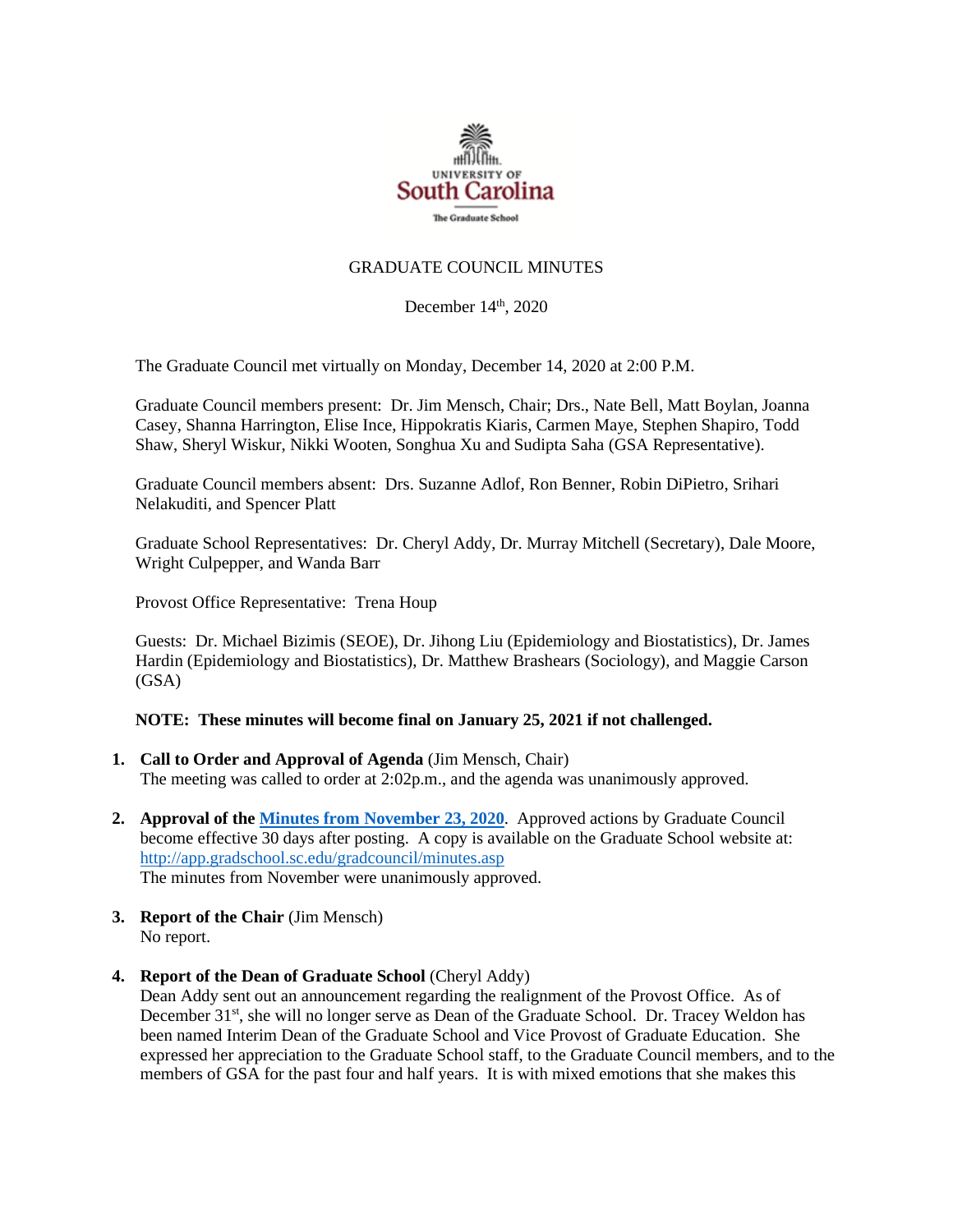UNIVERSITY OF
South Carolina
The Graduate School

# GRADUATE COUNCIL MINUTES

December 14th, 2020

The Graduate Council met virtually on Monday, December 14, 2020 at 2:00 P.M.

Graduate Council members present: Dr. Jim Mensch, Chair; Drs., Nate Bell, Matt Boylan, Joanna Casey, Shanna Harrington, Elise Ince, Hippokratis Kiaris, Carmen Maye, Stephen Shapiro, Todd Shaw, Sheryl Wiskur, Nikki Wooten, Songhua Xu and Sudipta Saha (GSA Representative).

Graduate Council members absent: Drs. Suzanne Adlof, Ron Benner, Robin DiPietro, Srihari Nelakuditi, and Spencer Platt

Graduate School Representatives: Dr. Cheryl Addy, Dr. Murray Mitchell (Secretary), Dale Moore, Wright Culpepper, and Wanda Barr

Provost Office Representative: Trena Houp

Guests: Dr. Michael Bizimis (SEOE), Dr. Jihong Liu (Epidemiology and Biostatistics), Dr. James Hardin (Epidemiology and Biostatistics), Dr. Matthew Brashears (Sociology), and Maggie Carson (GSA)

**NOTE: These minutes will become final on January 25, 2021 if not challenged.**

1. **Call to Order and Approval of Agenda** (Jim Mensch, Chair)
   The meeting was called to order at 2:02p.m., and the agenda was unanimously approved.

2. **Approval of the [Minutes from November 23, 2020](http://app.gradschool.sc.edu/gradcouncil/minutes.asp)**. Approved actions by Graduate Council become effective 30 days after posting. A copy is available on the Graduate School website at: http://app.gradschool.sc.edu/gradcouncil/minutes.asp
   The minutes from November were unanimously approved.

3. **Report of the Chair** (Jim Mensch)
   No report.

4. **Report of the Dean of Graduate School** (Cheryl Addy)
   Dean Addy sent out an announcement regarding the realignment of the Provost Office. As of December 31st, she will no longer serve as Dean of the Graduate School. Dr. Tracey Weldon has been named Interim Dean of the Graduate School and Vice Provost of Graduate Education. She expressed her appreciation to the Graduate School staff, to the Graduate Council members, and to the members of GSA for the past four and half years. It is with mixed emotions that she makes this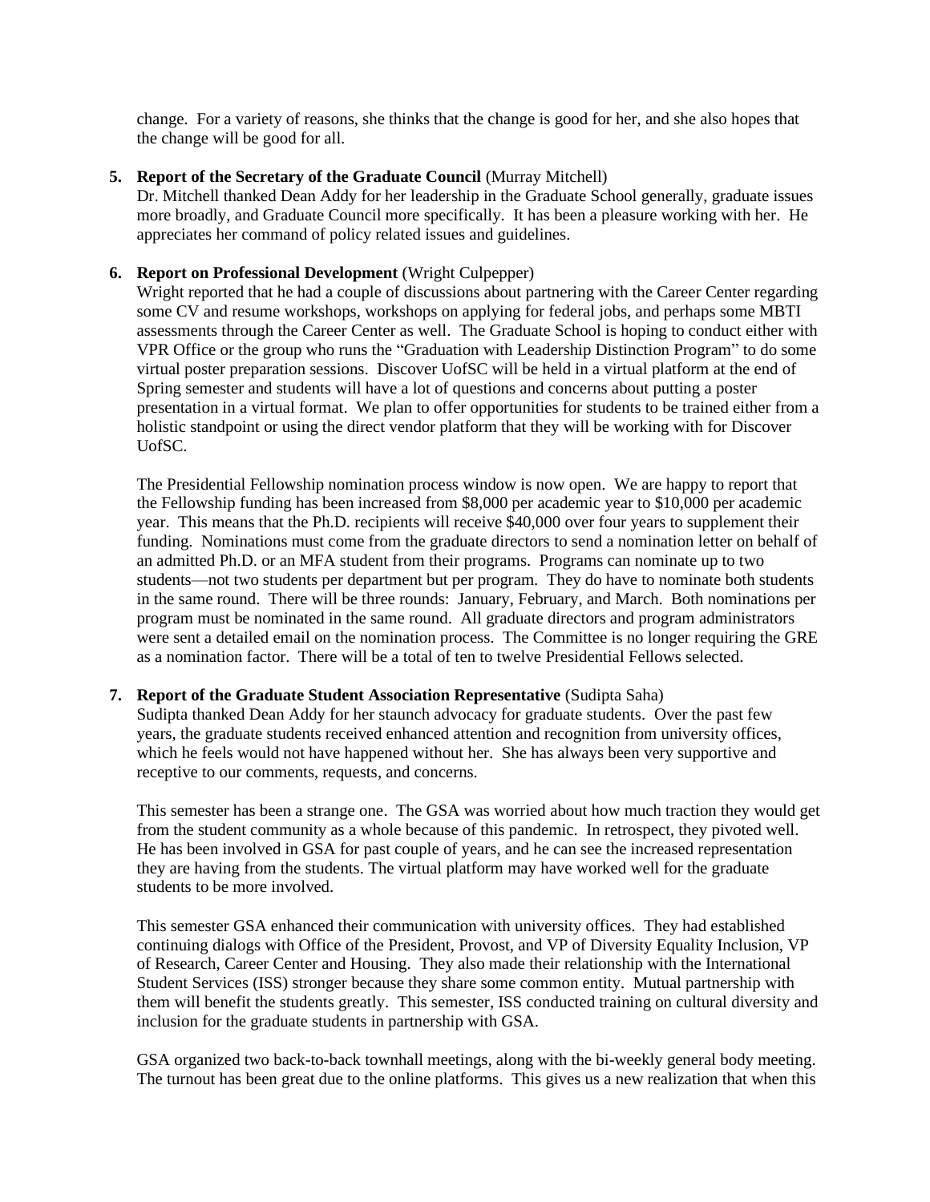change. For a variety of reasons, she thinks that the change is good for her, and she also hopes that the change will be good for all.

5. **Report of the Secretary of the Graduate Council** (Murray Mitchell)
   Dr. Mitchell thanked Dean Addy for her leadership in the Graduate School generally, graduate issues more broadly, and Graduate Council more specifically. It has been a pleasure working with her. He appreciates her command of policy related issues and guidelines.

6. **Report on Professional Development** (Wright Culpepper)
   Wright reported that he had a couple of discussions about partnering with the Career Center regarding some CV and resume workshops, workshops on applying for federal jobs, and perhaps some MBTI assessments through the Career Center as well. The Graduate School is hoping to conduct either with VPR Office or the group who runs the "Graduation with Leadership Distinction Program" to do some virtual poster preparation sessions. Discover UofSC will be held in a virtual platform at the end of Spring semester and students will have a lot of questions and concerns about putting a poster presentation in a virtual format. We plan to offer opportunities for students to be trained either from a holistic standpoint or using the direct vendor platform that they will be working with for Discover UofSC.

   The Presidential Fellowship nomination process window is now open. We are happy to report that the Fellowship funding has been increased from $8,000 per academic year to $10,000 per academic year. This means that the Ph.D. recipients will receive $40,000 over four years to supplement their funding. Nominations must come from the graduate directors to send a nomination letter on behalf of an admitted Ph.D. or an MFA student from their programs. Programs can nominate up to two students—not two students per department but per program. They do have to nominate both students in the same round. There will be three rounds: January, February, and March. Both nominations per program must be nominated in the same round. All graduate directors and program administrators were sent a detailed email on the nomination process. The Committee is no longer requiring the GRE as a nomination factor. There will be a total of ten to twelve Presidential Fellows selected.

7. **Report of the Graduate Student Association Representative** (Sudipta Saha)
   Sudipta thanked Dean Addy for her staunch advocacy for graduate students. Over the past few years, the graduate students received enhanced attention and recognition from university offices, which he feels would not have happened without her. She has always been very supportive and receptive to our comments, requests, and concerns.

   This semester has been a strange one. The GSA was worried about how much traction they would get from the student community as a whole because of this pandemic. In retrospect, they pivoted well. He has been involved in GSA for past couple of years, and he can see the increased representation they are having from the students. The virtual platform may have worked well for the graduate students to be more involved.

   This semester GSA enhanced their communication with university offices. They had established continuing dialogs with Office of the President, Provost, and VP of Diversity Equality Inclusion, VP of Research, Career Center and Housing. They also made their relationship with the International Student Services (ISS) stronger because they share some common entity. Mutual partnership with them will benefit the students greatly. This semester, ISS conducted training on cultural diversity and inclusion for the graduate students in partnership with GSA.

   GSA organized two back-to-back townhall meetings, along with the bi-weekly general body meeting. The turnout has been great due to the online platforms. This gives us a new realization that when this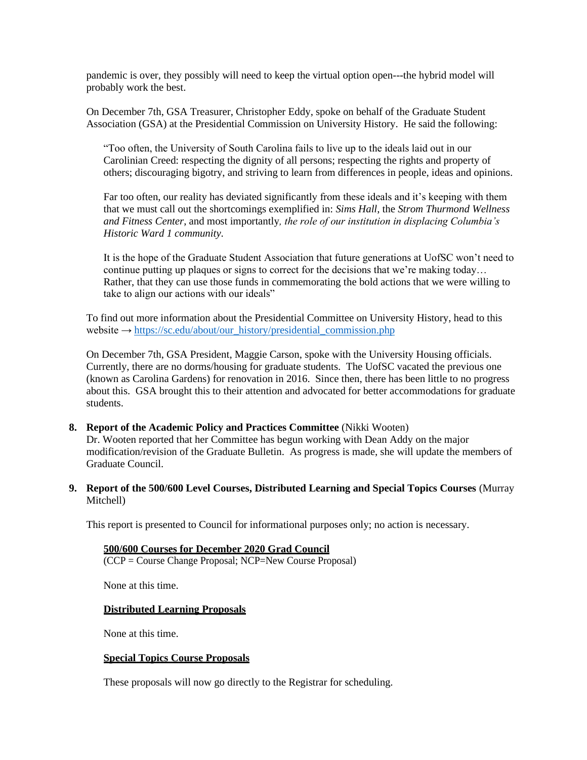pandemic is over, they possibly will need to keep the virtual option open---the hybrid model will probably work the best.

On December 7th, GSA Treasurer, Christopher Eddy, spoke on behalf of the Graduate Student Association (GSA) at the Presidential Commission on University History. He said the following:

> "Too often, the University of South Carolina fails to live up to the ideals laid out in our Carolinian Creed: respecting the dignity of all persons; respecting the rights and property of others; discouraging bigotry, and striving to learn from differences in people, ideas and opinions.
>
> Far too often, our reality has deviated significantly from these ideals and it's keeping with them that we must call out the shortcomings exemplified in: *Sims Hall*, the *Strom Thurmond Wellness and Fitness Center*, and most importantly*, the role of our institution in displacing Columbia's Historic Ward 1 community.*
>
> It is the hope of the Graduate Student Association that future generations at UofSC won't need to continue putting up plaques or signs to correct for the decisions that we're making today… Rather, that they can use those funds in commemorating the bold actions that we were willing to take to align our actions with our ideals"

To find out more information about the Presidential Committee on University History, head to this website → [https://sc.edu/about/our_history/presidential_commission.php](https://sc.edu/about/our_history/presidential_commission.php)

On December 7th, GSA President, Maggie Carson, spoke with the University Housing officials. Currently, there are no dorms/housing for graduate students. The UofSC vacated the previous one (known as Carolina Gardens) for renovation in 2016. Since then, there has been little to no progress about this. GSA brought this to their attention and advocated for better accommodations for graduate students.

**8. Report of the Academic Policy and Practices Committee** (Nikki Wooten)
Dr. Wooten reported that her Committee has begun working with Dean Addy on the major modification/revision of the Graduate Bulletin. As progress is made, she will update the members of Graduate Council.

**9. Report of the 500/600 Level Courses, Distributed Learning and Special Topics Courses** (Murray Mitchell)

This report is presented to Council for informational purposes only; no action is necessary.

**<u>500/600 Courses for December 2020 Grad Council</u>**
(CCP = Course Change Proposal; NCP=New Course Proposal)

None at this time.

**<u>Distributed Learning Proposals</u>**

None at this time.

**<u>Special Topics Course Proposals</u>**

These proposals will now go directly to the Registrar for scheduling.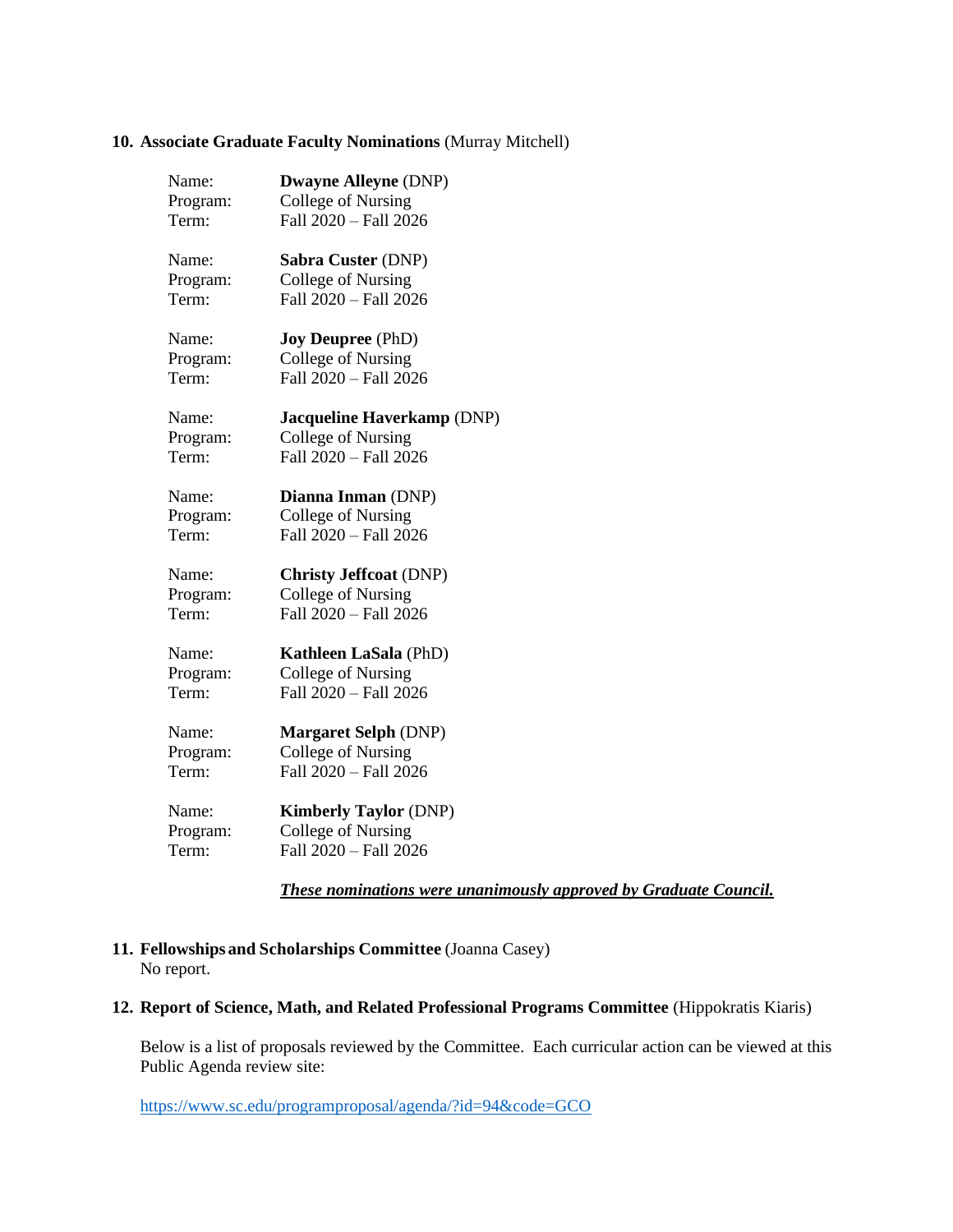**10. Associate Graduate Faculty Nominations** (Murray Mitchell)

Name: **Dwayne Alleyne** (DNP)
Program: College of Nursing
Term: Fall 2020 – Fall 2026

Name: **Sabra Custer** (DNP)
Program: College of Nursing
Term: Fall 2020 – Fall 2026

Name: **Joy Deupree** (PhD)
Program: College of Nursing
Term: Fall 2020 – Fall 2026

Name: **Jacqueline Haverkamp** (DNP)
Program: College of Nursing
Term: Fall 2020 – Fall 2026

Name: **Dianna Inman** (DNP)
Program: College of Nursing
Term: Fall 2020 – Fall 2026

Name: **Christy Jeffcoat** (DNP)
Program: College of Nursing
Term: Fall 2020 – Fall 2026

Name: **Kathleen LaSala** (PhD)
Program: College of Nursing
Term: Fall 2020 – Fall 2026

Name: **Margaret Selph** (DNP)
Program: College of Nursing
Term: Fall 2020 – Fall 2026

Name: **Kimberly Taylor** (DNP)
Program: College of Nursing
Term: Fall 2020 – Fall 2026

***These nominations were unanimously approved by Graduate Council.***

**11. Fellowships and Scholarships Committee** (Joanna Casey)
No report.

**12. Report of Science, Math, and Related Professional Programs Committee** (Hippokratis Kiaris)

Below is a list of proposals reviewed by the Committee. Each curricular action can be viewed at this Public Agenda review site:

https://www.sc.edu/programproposal/agenda/?id=94&code=GCO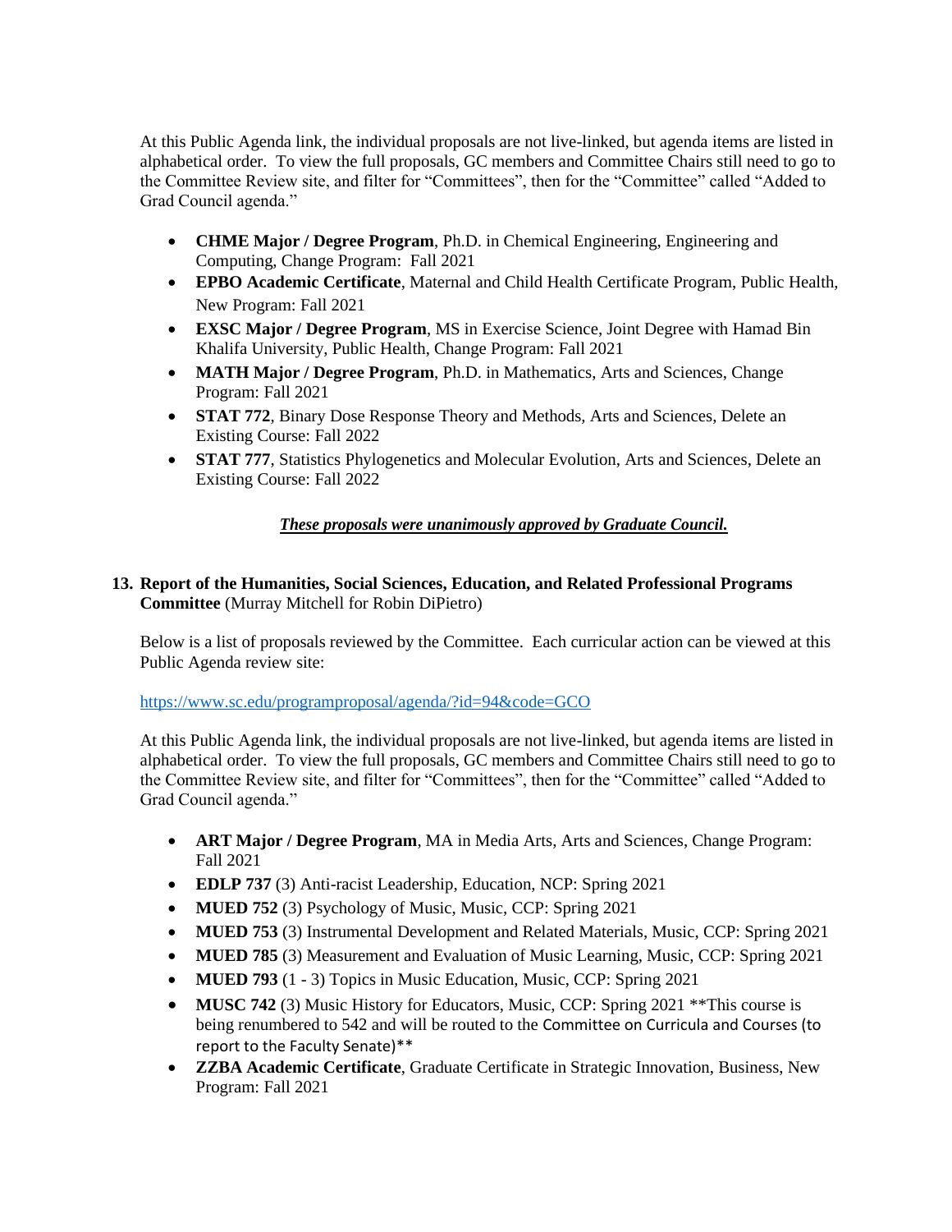At this Public Agenda link, the individual proposals are not live-linked, but agenda items are listed in alphabetical order. To view the full proposals, GC members and Committee Chairs still need to go to the Committee Review site, and filter for "Committees", then for the "Committee" called "Added to Grad Council agenda."

- **CHME Major / Degree Program**, Ph.D. in Chemical Engineering, Engineering and Computing, Change Program: Fall 2021
- **EPBO Academic Certificate**, Maternal and Child Health Certificate Program, Public Health, New Program: Fall 2021
- **EXSC Major / Degree Program**, MS in Exercise Science, Joint Degree with Hamad Bin Khalifa University, Public Health, Change Program: Fall 2021
- **MATH Major / Degree Program**, Ph.D. in Mathematics, Arts and Sciences, Change Program: Fall 2021
- **STAT 772**, Binary Dose Response Theory and Methods, Arts and Sciences, Delete an Existing Course: Fall 2022
- **STAT 777**, Statistics Phylogenetics and Molecular Evolution, Arts and Sciences, Delete an Existing Course: Fall 2022

***These proposals were unanimously approved by Graduate Council.***

**13. Report of the Humanities, Social Sciences, Education, and Related Professional Programs Committee** (Murray Mitchell for Robin DiPietro)

Below is a list of proposals reviewed by the Committee. Each curricular action can be viewed at this Public Agenda review site:

https://www.sc.edu/programproposal/agenda/?id=94&code=GCO

At this Public Agenda link, the individual proposals are not live-linked, but agenda items are listed in alphabetical order. To view the full proposals, GC members and Committee Chairs still need to go to the Committee Review site, and filter for "Committees", then for the "Committee" called "Added to Grad Council agenda."

- **ART Major / Degree Program**, MA in Media Arts, Arts and Sciences, Change Program: Fall 2021
- **EDLP 737** (3) Anti-racist Leadership, Education, NCP: Spring 2021
- **MUED 752** (3) Psychology of Music, Music, CCP: Spring 2021
- **MUED 753** (3) Instrumental Development and Related Materials, Music, CCP: Spring 2021
- **MUED 785** (3) Measurement and Evaluation of Music Learning, Music, CCP: Spring 2021
- **MUED 793** (1 - 3) Topics in Music Education, Music, CCP: Spring 2021
- **MUSC 742** (3) Music History for Educators, Music, CCP: Spring 2021 **This course is being renumbered to 542 and will be routed to the Committee on Curricula and Courses (to report to the Faculty Senate)**
- **ZZBA Academic Certificate**, Graduate Certificate in Strategic Innovation, Business, New Program: Fall 2021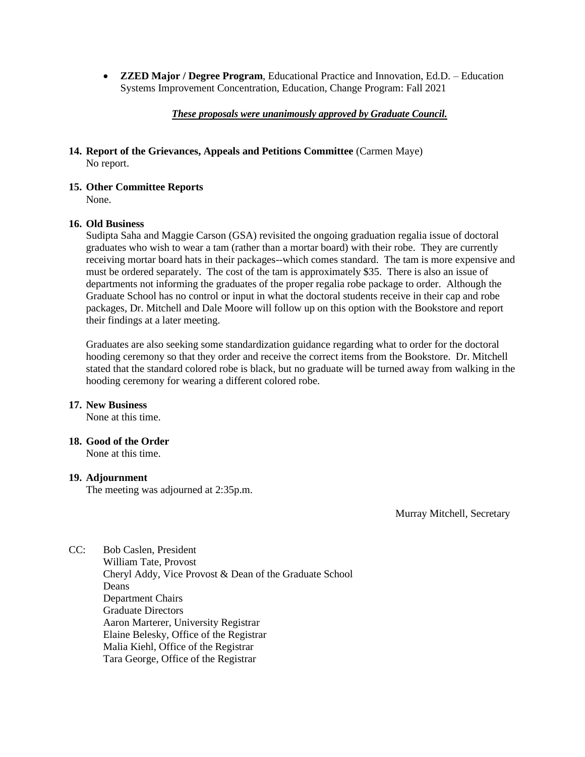- **ZZED Major / Degree Program**, Educational Practice and Innovation, Ed.D. – Education Systems Improvement Concentration, Education, Change Program: Fall 2021

***<u>These proposals were unanimously approved by Graduate Council.</u>***

**14. Report of the Grievances, Appeals and Petitions Committee** (Carmen Maye)
No report.

**15. Other Committee Reports**
None.

**16. Old Business**
Sudipta Saha and Maggie Carson (GSA) revisited the ongoing graduation regalia issue of doctoral graduates who wish to wear a tam (rather than a mortar board) with their robe. They are currently receiving mortar board hats in their packages--which comes standard. The tam is more expensive and must be ordered separately. The cost of the tam is approximately $35. There is also an issue of departments not informing the graduates of the proper regalia robe package to order. Although the Graduate School has no control or input in what the doctoral students receive in their cap and robe packages, Dr. Mitchell and Dale Moore will follow up on this option with the Bookstore and report their findings at a later meeting.

Graduates are also seeking some standardization guidance regarding what to order for the doctoral hooding ceremony so that they order and receive the correct items from the Bookstore. Dr. Mitchell stated that the standard colored robe is black, but no graduate will be turned away from walking in the hooding ceremony for wearing a different colored robe.

**17. New Business**
None at this time.

**18. Good of the Order**
None at this time.

**19. Adjournment**
The meeting was adjourned at 2:35p.m.

Murray Mitchell, Secretary

CC: Bob Caslen, President
William Tate, Provost
Cheryl Addy, Vice Provost & Dean of the Graduate School
Deans
Department Chairs
Graduate Directors
Aaron Marterer, University Registrar
Elaine Belesky, Office of the Registrar
Malia Kiehl, Office of the Registrar
Tara George, Office of the Registrar